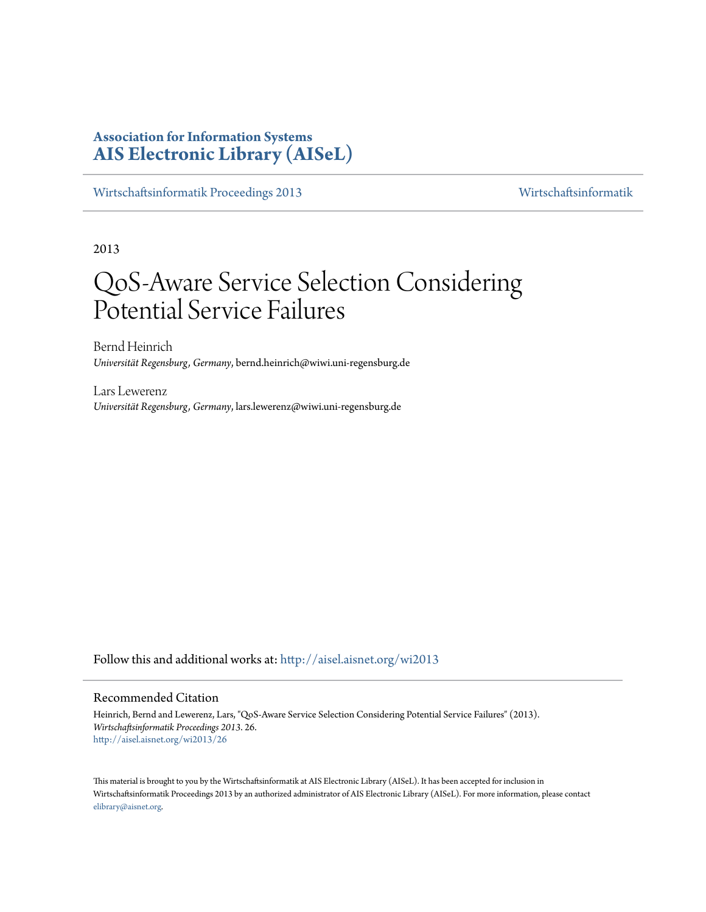**Association for Information Systems**
**AIS Electronic Library (AISeL)**

Wirtschaftsinformatik Proceedings 2013 | Wirtschaftsinformatik

2013

# QoS-Aware Service Selection Considering Potential Service Failures

Bernd Heinrich
*Universität Regensburg, Germany*, bernd.heinrich@wiwi.uni-regensburg.de

Lars Lewerenz
*Universität Regensburg, Germany*, lars.lewerenz@wiwi.uni-regensburg.de

Follow this and additional works at: http://aisel.aisnet.org/wi2013

## Recommended Citation

Heinrich, Bernd and Lewerenz, Lars, "QoS-Aware Service Selection Considering Potential Service Failures" (2013). *Wirtschaftsinformatik Proceedings 2013*. 26.
http://aisel.aisnet.org/wi2013/26

This material is brought to you by the Wirtschaftsinformatik at AIS Electronic Library (AISeL). It has been accepted for inclusion in Wirtschaftsinformatik Proceedings 2013 by an authorized administrator of AIS Electronic Library (AISeL). For more information, please contact elibrary@aisnet.org.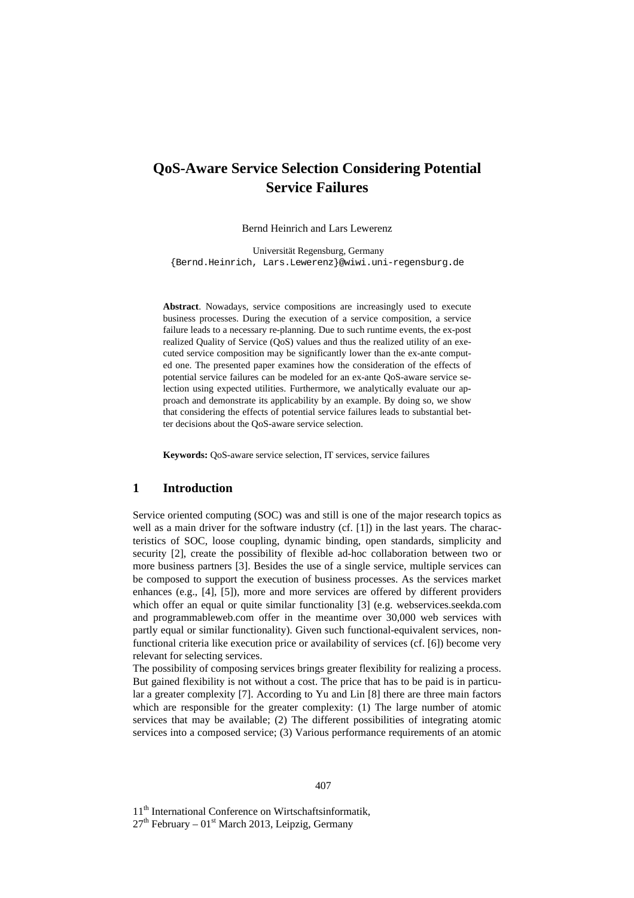# QoS-Aware Service Selection Considering Potential Service Failures

Bernd Heinrich and Lars Lewerenz

Universität Regensburg, Germany
{Bernd.Heinrich, Lars.Lewerenz}@wiwi.uni-regensburg.de

**Abstract**. Nowadays, service compositions are increasingly used to execute business processes. During the execution of a service composition, a service failure leads to a necessary re-planning. Due to such runtime events, the ex-post realized Quality of Service (QoS) values and thus the realized utility of an executed service composition may be significantly lower than the ex-ante computed one. The presented paper examines how the consideration of the effects of potential service failures can be modeled for an ex-ante QoS-aware service selection using expected utilities. Furthermore, we analytically evaluate our approach and demonstrate its applicability by an example. By doing so, we show that considering the effects of potential service failures leads to substantial better decisions about the QoS-aware service selection.

**Keywords:** QoS-aware service selection, IT services, service failures

## 1 Introduction

Service oriented computing (SOC) was and still is one of the major research topics as well as a main driver for the software industry (cf. [1]) in the last years. The characteristics of SOC, loose coupling, dynamic binding, open standards, simplicity and security [2], create the possibility of flexible ad-hoc collaboration between two or more business partners [3]. Besides the use of a single service, multiple services can be composed to support the execution of business processes. As the services market enhances (e.g., [4], [5]), more and more services are offered by different providers which offer an equal or quite similar functionality [3] (e.g. webservices.seekda.com and programmableweb.com offer in the meantime over 30,000 web services with partly equal or similar functionality). Given such functional-equivalent services, non-functional criteria like execution price or availability of services (cf. [6]) become very relevant for selecting services.

The possibility of composing services brings greater flexibility for realizing a process. But gained flexibility is not without a cost. The price that has to be paid is in particular a greater complexity [7]. According to Yu and Lin [8] there are three main factors which are responsible for the greater complexity: (1) The large number of atomic services that may be available; (2) The different possibilities of integrating atomic services into a composed service; (3) Various performance requirements of an atomic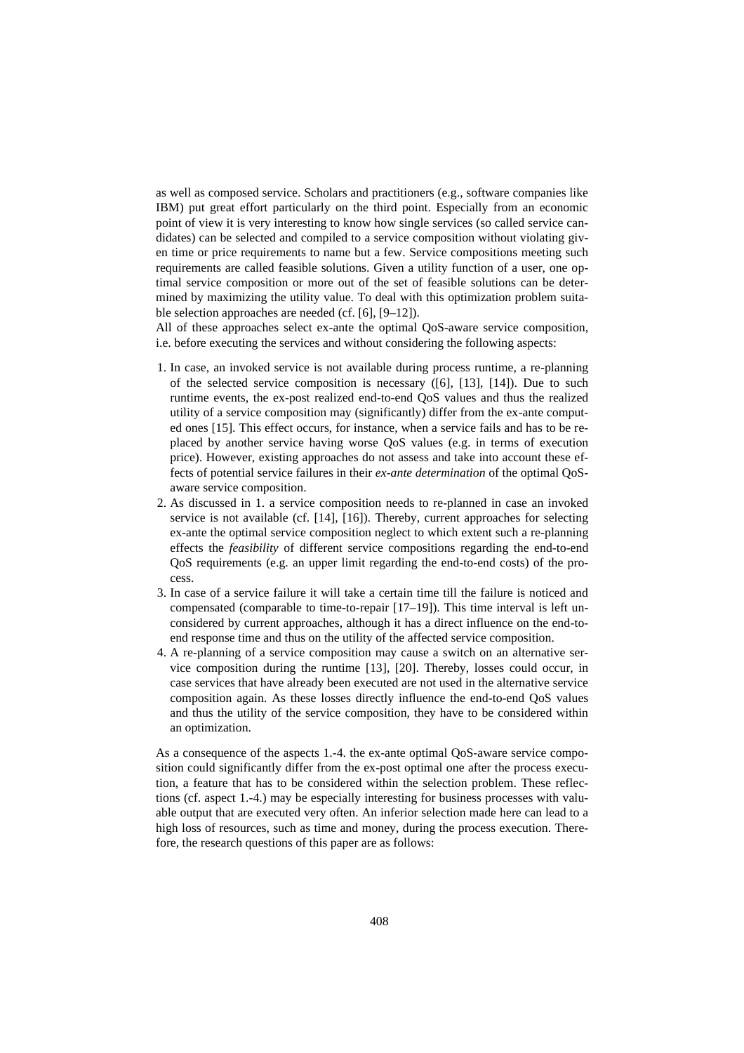as well as composed service. Scholars and practitioners (e.g., software companies like IBM) put great effort particularly on the third point. Especially from an economic point of view it is very interesting to know how single services (so called service candidates) can be selected and compiled to a service composition without violating given time or price requirements to name but a few. Service compositions meeting such requirements are called feasible solutions. Given a utility function of a user, one optimal service composition or more out of the set of feasible solutions can be determined by maximizing the utility value. To deal with this optimization problem suitable selection approaches are needed (cf. [6], [9–12]).

All of these approaches select ex-ante the optimal QoS-aware service composition, i.e. before executing the services and without considering the following aspects:

1. In case, an invoked service is not available during process runtime, a re-planning of the selected service composition is necessary ([6], [13], [14]). Due to such runtime events, the ex-post realized end-to-end QoS values and thus the realized utility of a service composition may (significantly) differ from the ex-ante computed ones [15]. This effect occurs, for instance, when a service fails and has to be replaced by another service having worse QoS values (e.g. in terms of execution price). However, existing approaches do not assess and take into account these effects of potential service failures in their *ex-ante determination* of the optimal QoS-aware service composition.
2. As discussed in 1. a service composition needs to re-planned in case an invoked service is not available (cf. [14], [16]). Thereby, current approaches for selecting ex-ante the optimal service composition neglect to which extent such a re-planning effects the *feasibility* of different service compositions regarding the end-to-end QoS requirements (e.g. an upper limit regarding the end-to-end costs) of the process.
3. In case of a service failure it will take a certain time till the failure is noticed and compensated (comparable to time-to-repair [17–19]). This time interval is left unconsidered by current approaches, although it has a direct influence on the end-to-end response time and thus on the utility of the affected service composition.
4. A re-planning of a service composition may cause a switch on an alternative service composition during the runtime [13], [20]. Thereby, losses could occur, in case services that have already been executed are not used in the alternative service composition again. As these losses directly influence the end-to-end QoS values and thus the utility of the service composition, they have to be considered within an optimization.

As a consequence of the aspects 1.-4. the ex-ante optimal QoS-aware service composition could significantly differ from the ex-post optimal one after the process execution, a feature that has to be considered within the selection problem. These reflections (cf. aspect 1.-4.) may be especially interesting for business processes with valuable output that are executed very often. An inferior selection made here can lead to a high loss of resources, such as time and money, during the process execution. Therefore, the research questions of this paper are as follows: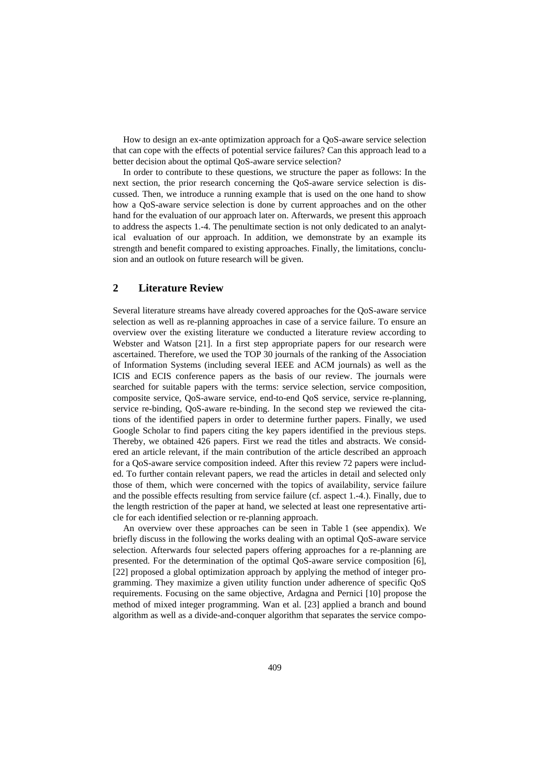How to design an ex-ante optimization approach for a QoS-aware service selection that can cope with the effects of potential service failures? Can this approach lead to a better decision about the optimal QoS-aware service selection?

In order to contribute to these questions, we structure the paper as follows: In the next section, the prior research concerning the QoS-aware service selection is discussed. Then, we introduce a running example that is used on the one hand to show how a QoS-aware service selection is done by current approaches and on the other hand for the evaluation of our approach later on. Afterwards, we present this approach to address the aspects 1.-4. The penultimate section is not only dedicated to an analytical evaluation of our approach. In addition, we demonstrate by an example its strength and benefit compared to existing approaches. Finally, the limitations, conclusion and an outlook on future research will be given.

## 2 Literature Review

Several literature streams have already covered approaches for the QoS-aware service selection as well as re-planning approaches in case of a service failure. To ensure an overview over the existing literature we conducted a literature review according to Webster and Watson [21]. In a first step appropriate papers for our research were ascertained. Therefore, we used the TOP 30 journals of the ranking of the Association of Information Systems (including several IEEE and ACM journals) as well as the ICIS and ECIS conference papers as the basis of our review. The journals were searched for suitable papers with the terms: service selection, service composition, composite service, QoS-aware service, end-to-end QoS service, service re-planning, service re-binding, QoS-aware re-binding. In the second step we reviewed the citations of the identified papers in order to determine further papers. Finally, we used Google Scholar to find papers citing the key papers identified in the previous steps. Thereby, we obtained 426 papers. First we read the titles and abstracts. We considered an article relevant, if the main contribution of the article described an approach for a QoS-aware service composition indeed. After this review 72 papers were included. To further contain relevant papers, we read the articles in detail and selected only those of them, which were concerned with the topics of availability, service failure and the possible effects resulting from service failure (cf. aspect 1.-4.). Finally, due to the length restriction of the paper at hand, we selected at least one representative article for each identified selection or re-planning approach.

An overview over these approaches can be seen in Table 1 (see appendix). We briefly discuss in the following the works dealing with an optimal QoS-aware service selection. Afterwards four selected papers offering approaches for a re-planning are presented. For the determination of the optimal QoS-aware service composition [6], [22] proposed a global optimization approach by applying the method of integer programming. They maximize a given utility function under adherence of specific QoS requirements. Focusing on the same objective, Ardagna and Pernici [10] propose the method of mixed integer programming. Wan et al. [23] applied a branch and bound algorithm as well as a divide-and-conquer algorithm that separates the service compo-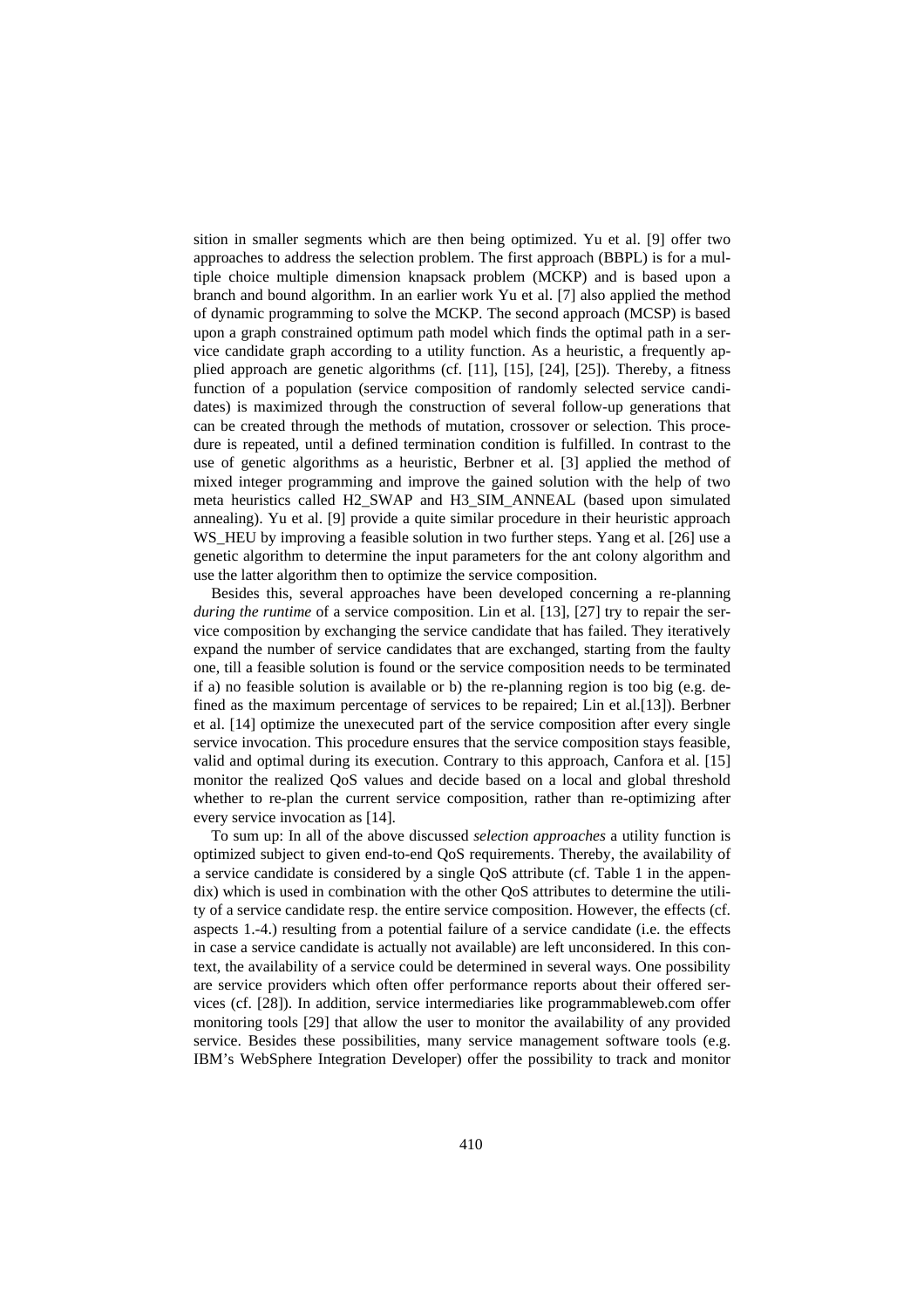sition in smaller segments which are then being optimized. Yu et al. [9] offer two approaches to address the selection problem. The first approach (BBPL) is for a multiple choice multiple dimension knapsack problem (MCKP) and is based upon a branch and bound algorithm. In an earlier work Yu et al. [7] also applied the method of dynamic programming to solve the MCKP. The second approach (MCSP) is based upon a graph constrained optimum path model which finds the optimal path in a service candidate graph according to a utility function. As a heuristic, a frequently applied approach are genetic algorithms (cf. [11], [15], [24], [25]). Thereby, a fitness function of a population (service composition of randomly selected service candidates) is maximized through the construction of several follow-up generations that can be created through the methods of mutation, crossover or selection. This procedure is repeated, until a defined termination condition is fulfilled. In contrast to the use of genetic algorithms as a heuristic, Berbner et al. [3] applied the method of mixed integer programming and improve the gained solution with the help of two meta heuristics called H2_SWAP and H3_SIM_ANNEAL (based upon simulated annealing). Yu et al. [9] provide a quite similar procedure in their heuristic approach WS_HEU by improving a feasible solution in two further steps. Yang et al. [26] use a genetic algorithm to determine the input parameters for the ant colony algorithm and use the latter algorithm then to optimize the service composition.

Besides this, several approaches have been developed concerning a re-planning *during the runtime* of a service composition. Lin et al. [13], [27] try to repair the service composition by exchanging the service candidate that has failed. They iteratively expand the number of service candidates that are exchanged, starting from the faulty one, till a feasible solution is found or the service composition needs to be terminated if a) no feasible solution is available or b) the re-planning region is too big (e.g. defined as the maximum percentage of services to be repaired; Lin et al.[13]). Berbner et al. [14] optimize the unexecuted part of the service composition after every single service invocation. This procedure ensures that the service composition stays feasible, valid and optimal during its execution. Contrary to this approach, Canfora et al. [15] monitor the realized QoS values and decide based on a local and global threshold whether to re-plan the current service composition, rather than re-optimizing after every service invocation as [14].

To sum up: In all of the above discussed *selection approaches* a utility function is optimized subject to given end-to-end QoS requirements. Thereby, the availability of a service candidate is considered by a single QoS attribute (cf. Table 1 in the appendix) which is used in combination with the other QoS attributes to determine the utility of a service candidate resp. the entire service composition. However, the effects (cf. aspects 1.-4.) resulting from a potential failure of a service candidate (i.e. the effects in case a service candidate is actually not available) are left unconsidered. In this context, the availability of a service could be determined in several ways. One possibility are service providers which often offer performance reports about their offered services (cf. [28]). In addition, service intermediaries like programmableweb.com offer monitoring tools [29] that allow the user to monitor the availability of any provided service. Besides these possibilities, many service management software tools (e.g. IBM's WebSphere Integration Developer) offer the possibility to track and monitor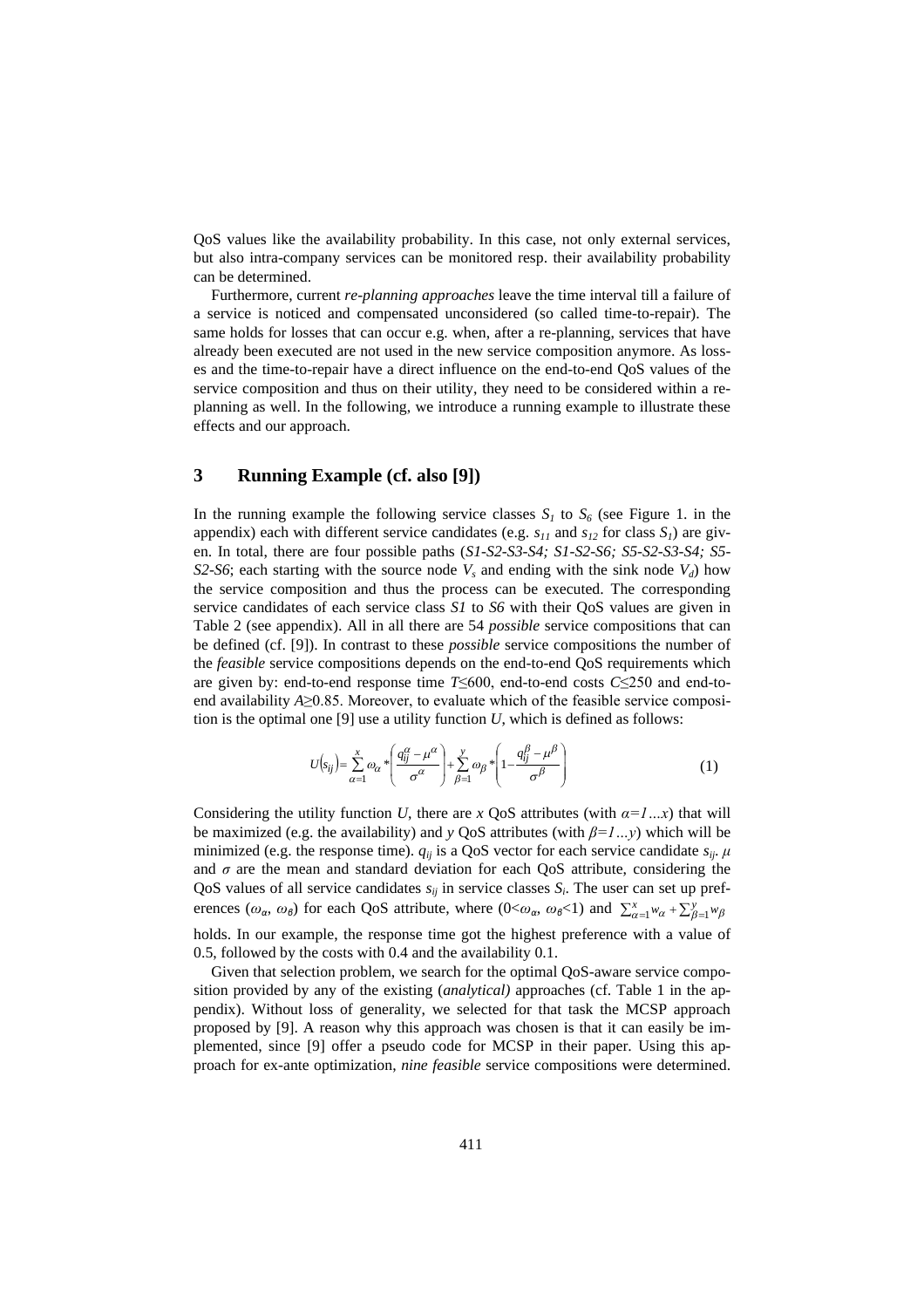QoS values like the availability probability. In this case, not only external services, but also intra-company services can be monitored resp. their availability probability can be determined.

Furthermore, current *re-planning approaches* leave the time interval till a failure of a service is noticed and compensated unconsidered (so called time-to-repair). The same holds for losses that can occur e.g. when, after a re-planning, services that have already been executed are not used in the new service composition anymore. As losses and the time-to-repair have a direct influence on the end-to-end QoS values of the service composition and thus on their utility, they need to be considered within a re-planning as well. In the following, we introduce a running example to illustrate these effects and our approach.

## 3 Running Example (cf. also [9])

In the running example the following service classes $S_1$ to $S_6$ (see Figure 1. in the appendix) each with different service candidates (e.g. $s_{11}$ and $s_{12}$ for class $S_1$) are given. In total, there are four possible paths (*S1-S2-S3-S4; S1-S2-S6; S5-S2-S3-S4; S5-S2-S6*; each starting with the source node $V_s$ and ending with the sink node $V_d$) how the service composition and thus the process can be executed. The corresponding service candidates of each service class *S1* to *S6* with their QoS values are given in Table 2 (see appendix). All in all there are 54 *possible* service compositions that can be defined (cf. [9]). In contrast to these *possible* service compositions the number of the *feasible* service compositions depends on the end-to-end QoS requirements which are given by: end-to-end response time $T \leq 600$, end-to-end costs $C \leq 250$ and end-to-end availability $A \geq 0.85$. Moreover, to evaluate which of the feasible service composition is the optimal one [9] use a utility function *U*, which is defined as follows:

$$U(s_{ij}) = \sum_{\alpha=1}^{x} \omega_\alpha * \left( \frac{q_{ij}^{\alpha} - \mu^{\alpha}}{\sigma^{\alpha}} \right) + \sum_{\beta=1}^{y} \omega_\beta * \left( 1 - \frac{q_{ij}^{\beta} - \mu^{\beta}}{\sigma^{\beta}} \right) \tag{1}$$

Considering the utility function *U*, there are *x* QoS attributes (with $\alpha = 1 \ldots x$) that will be maximized (e.g. the availability) and *y* QoS attributes (with $\beta = 1 \ldots y$) which will be minimized (e.g. the response time). $q_{ij}$ is a QoS vector for each service candidate $s_{ij}$. $\mu$ and $\sigma$ are the mean and standard deviation for each QoS attribute, considering the QoS values of all service candidates $s_{ij}$ in service classes $S_i$. The user can set up preferences ($\omega_\alpha$, $\omega_\beta$) for each QoS attribute, where ($0 < \omega_\alpha$, $\omega_\beta < 1$) and $\sum_{\alpha=1}^{x} w_\alpha + \sum_{\beta=1}^{y} w_\beta$ holds. In our example, the response time got the highest preference with a value of 0.5, followed by the costs with 0.4 and the availability 0.1.

Given that selection problem, we search for the optimal QoS-aware service composition provided by any of the existing (*analytical)* approaches (cf. Table 1 in the appendix). Without loss of generality, we selected for that task the MCSP approach proposed by [9]. A reason why this approach was chosen is that it can easily be implemented, since [9] offer a pseudo code for MCSP in their paper. Using this approach for ex-ante optimization, *nine feasible* service compositions were determined.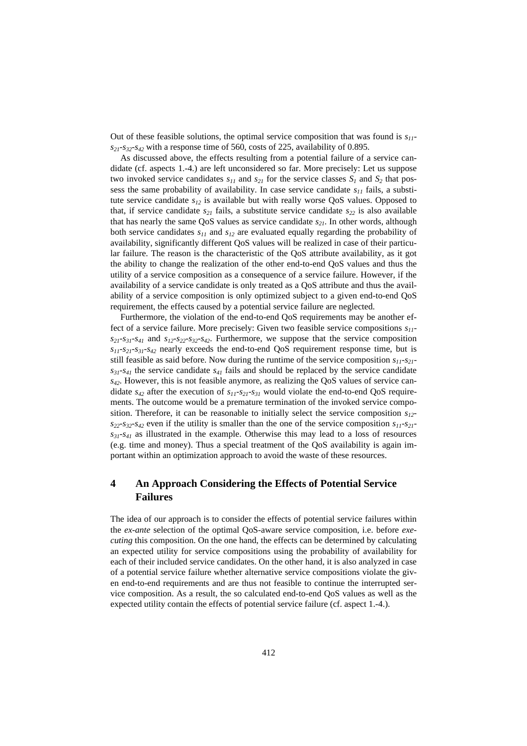Out of these feasible solutions, the optimal service composition that was found is $s_{11}$-$s_{21}$-$s_{32}$-$s_{42}$ with a response time of 560, costs of 225, availability of 0.895.

As discussed above, the effects resulting from a potential failure of a service candidate (cf. aspects 1.-4.) are left unconsidered so far. More precisely: Let us suppose two invoked service candidates $s_{11}$ and $s_{21}$ for the service classes $S_1$ and $S_2$ that possess the same probability of availability. In case service candidate $s_{11}$ fails, a substitute service candidate $s_{12}$ is available but with really worse QoS values. Opposed to that, if service candidate $s_{21}$ fails, a substitute service candidate $s_{22}$ is also available that has nearly the same QoS values as service candidate $s_{21}$. In other words, although both service candidates $s_{11}$ and $s_{12}$ are evaluated equally regarding the probability of availability, significantly different QoS values will be realized in case of their particular failure. The reason is the characteristic of the QoS attribute availability, as it got the ability to change the realization of the other end-to-end QoS values and thus the utility of a service composition as a consequence of a service failure. However, if the availability of a service candidate is only treated as a QoS attribute and thus the availability of a service composition is only optimized subject to a given end-to-end QoS requirement, the effects caused by a potential service failure are neglected.

Furthermore, the violation of the end-to-end QoS requirements may be another effect of a service failure. More precisely: Given two feasible service compositions $s_{11}$-$s_{21}$-$s_{31}$-$s_{41}$ and $s_{12}$-$s_{22}$-$s_{32}$-$s_{42}$. Furthermore, we suppose that the service composition $s_{11}$-$s_{21}$-$s_{31}$-$s_{42}$ nearly exceeds the end-to-end QoS requirement response time, but is still feasible as said before. Now during the runtime of the service composition $s_{11}$-$s_{21}$-$s_{31}$-$s_{41}$ the service candidate $s_{41}$ fails and should be replaced by the service candidate $s_{42}$. However, this is not feasible anymore, as realizing the QoS values of service candidate $s_{42}$ after the execution of $s_{11}$-$s_{21}$-$s_{31}$ would violate the end-to-end QoS requirements. The outcome would be a premature termination of the invoked service composition. Therefore, it can be reasonable to initially select the service composition $s_{12}$-$s_{22}$-$s_{32}$-$s_{42}$ even if the utility is smaller than the one of the service composition $s_{11}$-$s_{21}$-$s_{31}$-$s_{41}$ as illustrated in the example. Otherwise this may lead to a loss of resources (e.g. time and money). Thus a special treatment of the QoS availability is again important within an optimization approach to avoid the waste of these resources.

## 4 An Approach Considering the Effects of Potential Service Failures

The idea of our approach is to consider the effects of potential service failures within the *ex-ante* selection of the optimal QoS-aware service composition, i.e. before *executing* this composition. On the one hand, the effects can be determined by calculating an expected utility for service compositions using the probability of availability for each of their included service candidates. On the other hand, it is also analyzed in case of a potential service failure whether alternative service compositions violate the given end-to-end requirements and are thus not feasible to continue the interrupted service composition. As a result, the so calculated end-to-end QoS values as well as the expected utility contain the effects of potential service failure (cf. aspect 1.-4.).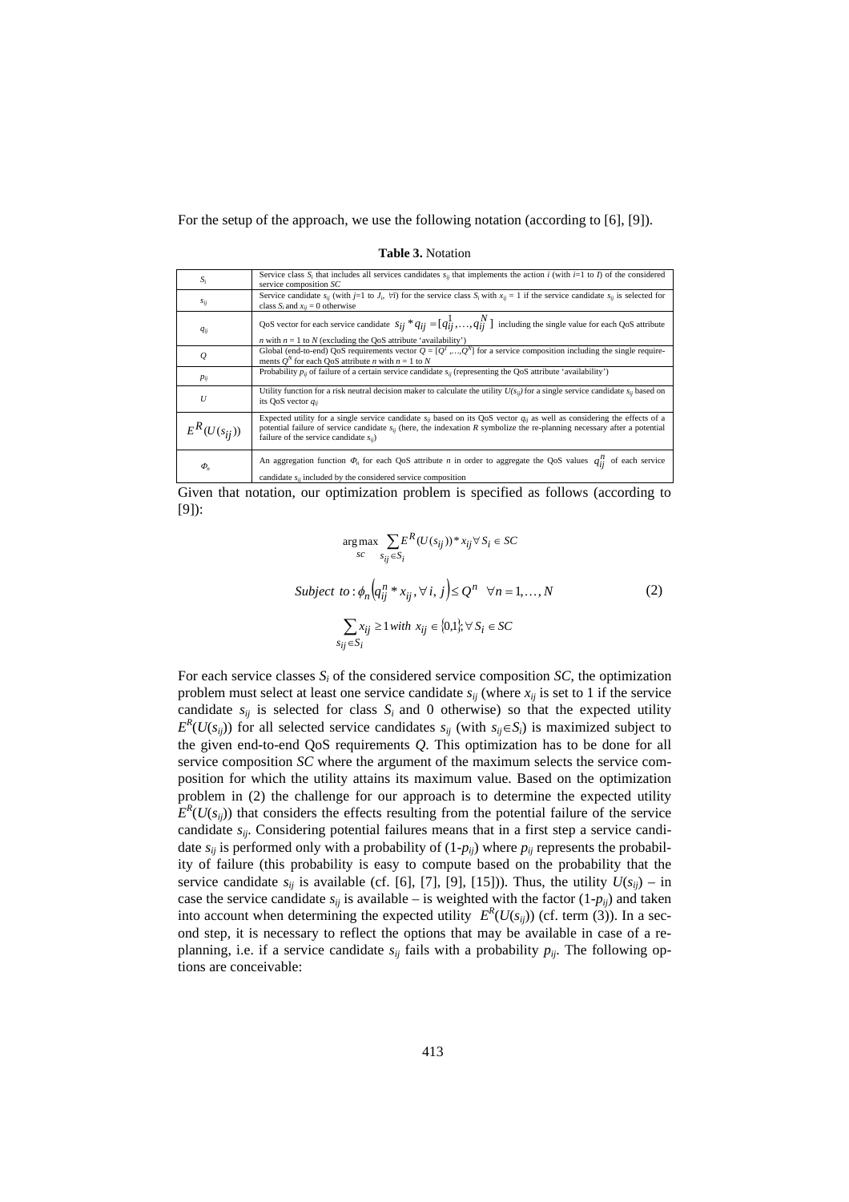For the setup of the approach, we use the following notation (according to [6], [9]).

**Table 3.** Notation

| | |
|---|---|
| $S_i$ | Service class $S_i$ that includes all services candidates $s_{ij}$ that implements the action $i$ (with $i$=1 to $I$) of the considered service composition $SC$ |
| $s_{ij}$ | Service candidate $s_{ij}$ (with $j$=1 to $J_i$, $\forall i$) for the service class $S_i$ with $x_{ij}$ = 1 if the service candidate $s_{ij}$ is selected for class $S_i$ and $x_{ij}$ = 0 otherwise |
| $q_{ij}$ | QoS vector for each service candidate $s_{ij} * q_{ij} = [q_{ij}^1, \ldots, q_{ij}^N]$ including the single value for each QoS attribute $n$ with $n$ = 1 to $N$ (excluding the QoS attribute 'availability') |
| $Q$ | Global (end-to-end) QoS requirements vector $Q = [Q^1, \ldots, Q^N]$ for a service composition including the single requirements $Q^N$ for each QoS attribute $n$ with $n$ = 1 to $N$ |
| $p_{ij}$ | Probability $p_{ij}$ of failure of a certain service candidate $s_{ij}$ (representing the QoS attribute 'availability') |
| $U$ | Utility function for a risk neutral decision maker to calculate the utility $U(s_{ij})$ for a single service candidate $s_{ij}$ based on its QoS vector $q_{ij}$ |
| $E^R(U(s_{ij}))$ | Expected utility for a single service candidate $s_{ij}$ based on its QoS vector $q_{ij}$ as well as considering the effects of a potential failure of service candidate $s_{ij}$ (here, the indexation $R$ symbolize the re-planning necessary after a potential failure of the service candidate $s_{ij}$) |
| $\Phi_n$ | An aggregation function $\Phi_n$ for each QoS attribute $n$ in order to aggregate the QoS values $q_{ij}^n$ of each service candidate $s_{ij}$ included by the considered service composition |

Given that notation, our optimization problem is specified as follows (according to [9]):

$$
\begin{aligned}
&\underset{sc}{\arg\max} \sum_{s_{ij} \in S_i} E^R(U(s_{ij})) * x_{ij} \forall S_i \in SC \\
&Subject\ to: \phi_n\left(q_{ij}^n * x_{ij}, \forall i, j\right) \leq Q^n \quad \forall n = 1, \ldots, N \qquad (2) \\
&\sum_{s_{ij} \in S_i} x_{ij} \geq 1 \, with \; x_{ij} \in \{0,1\}; \forall S_i \in SC
\end{aligned}
$$

For each service classes $S_i$ of the considered service composition $SC$, the optimization problem must select at least one service candidate $s_{ij}$ (where $x_{ij}$ is set to 1 if the service candidate $s_{ij}$ is selected for class $S_i$ and 0 otherwise) so that the expected utility $E^R(U(s_{ij}))$ for all selected service candidates $s_{ij}$ (with $s_{ij} \in S_i$) is maximized subject to the given end-to-end QoS requirements $Q$. This optimization has to be done for all service composition $SC$ where the argument of the maximum selects the service composition for which the utility attains its maximum value. Based on the optimization problem in (2) the challenge for our approach is to determine the expected utility $E^R(U(s_{ij}))$ that considers the effects resulting from the potential failure of the service candidate $s_{ij}$. Considering potential failures means that in a first step a service candidate $s_{ij}$ is performed only with a probability of $(1\text{-}p_{ij})$ where $p_{ij}$ represents the probability of failure (this probability is easy to compute based on the probability that the service candidate $s_{ij}$ is available (cf. [6], [7], [9], [15])). Thus, the utility $U(s_{ij})$ – in case the service candidate $s_{ij}$ is available – is weighted with the factor $(1\text{-}p_{ij})$ and taken into account when determining the expected utility $E^R(U(s_{ij}))$ (cf. term (3)). In a second step, it is necessary to reflect the options that may be available in case of a re-planning, i.e. if a service candidate $s_{ij}$ fails with a probability $p_{ij}$. The following options are conceivable: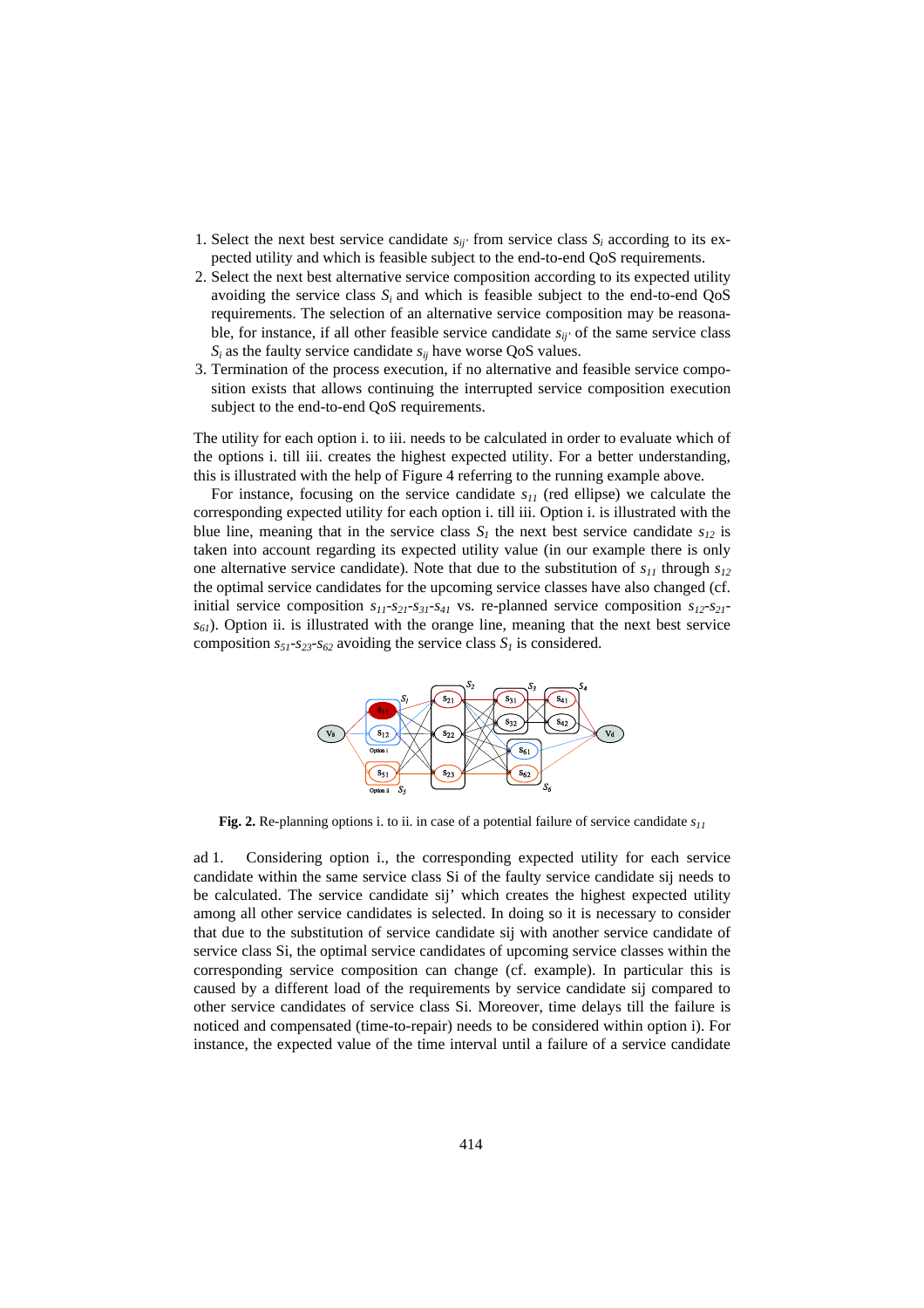1. Select the next best service candidate $s_{ij'}$ from service class $S_i$ according to its expected utility and which is feasible subject to the end-to-end QoS requirements.
2. Select the next best alternative service composition according to its expected utility avoiding the service class $S_i$ and which is feasible subject to the end-to-end QoS requirements. The selection of an alternative service composition may be reasonable, for instance, if all other feasible service candidate $s_{ij'}$ of the same service class $S_i$ as the faulty service candidate $s_{ij}$ have worse QoS values.
3. Termination of the process execution, if no alternative and feasible service composition exists that allows continuing the interrupted service composition execution subject to the end-to-end QoS requirements.

The utility for each option i. to iii. needs to be calculated in order to evaluate which of the options i. till iii. creates the highest expected utility. For a better understanding, this is illustrated with the help of Figure 4 referring to the running example above.

For instance, focusing on the service candidate $s_{11}$ (red ellipse) we calculate the corresponding expected utility for each option i. till iii. Option i. is illustrated with the blue line, meaning that in the service class $S_1$ the next best service candidate $s_{12}$ is taken into account regarding its expected utility value (in our example there is only one alternative service candidate). Note that due to the substitution of $s_{11}$ through $s_{12}$ the optimal service candidates for the upcoming service classes have also changed (cf. initial service composition $s_{11}$-$s_{21}$-$s_{31}$-$s_{41}$ vs. re-planned service composition $s_{12}$-$s_{21}$-$s_{61}$). Option ii. is illustrated with the orange line, meaning that the next best service composition $s_{51}$-$s_{23}$-$s_{62}$ avoiding the service class $S_1$ is considered.

**Fig. 2.** Re-planning options i. to ii. in case of a potential failure of service candidate $s_{11}$

ad 1. Considering option i., the corresponding expected utility for each service candidate within the same service class Si of the faulty service candidate sij needs to be calculated. The service candidate sij' which creates the highest expected utility among all other service candidates is selected. In doing so it is necessary to consider that due to the substitution of service candidate sij with another service candidate of service class Si, the optimal service candidates of upcoming service classes within the corresponding service composition can change (cf. example). In particular this is caused by a different load of the requirements by service candidate sij compared to other service candidates of service class Si. Moreover, time delays till the failure is noticed and compensated (time-to-repair) needs to be considered within option i). For instance, the expected value of the time interval until a failure of a service candidate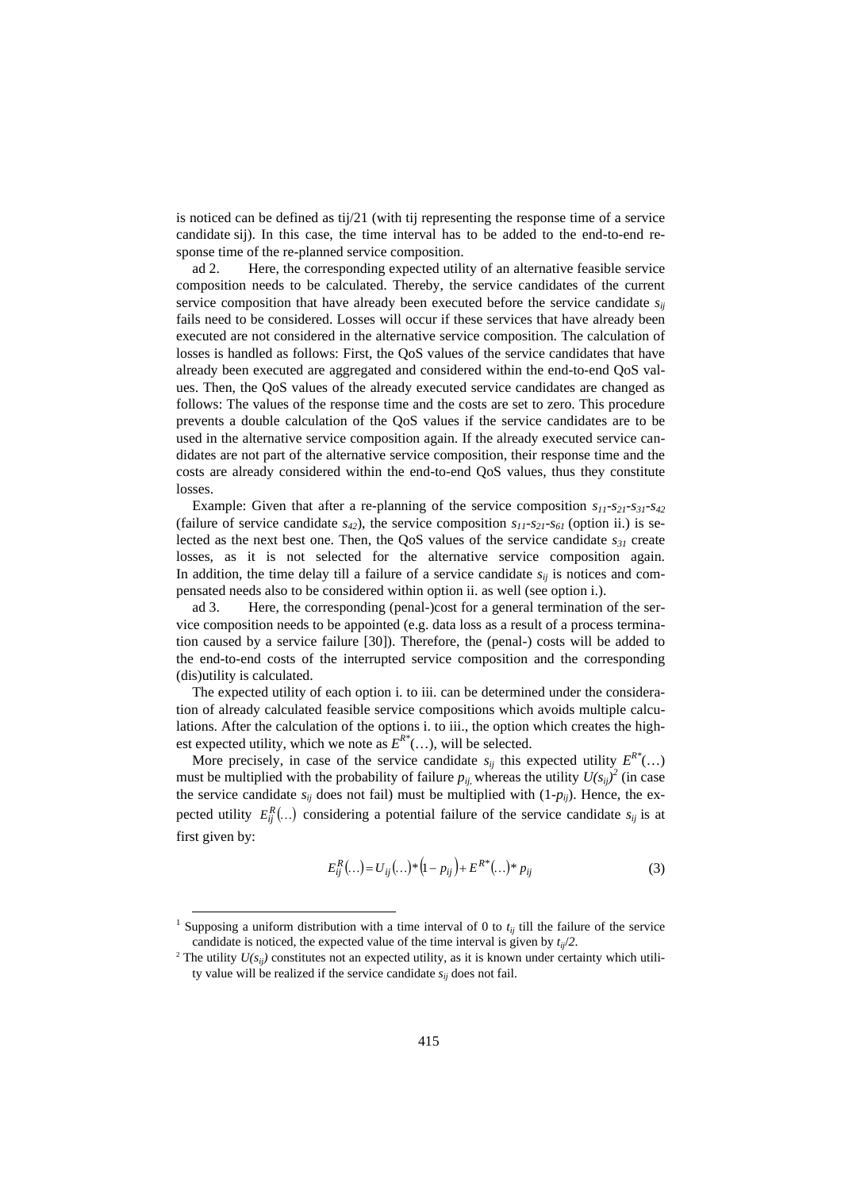is noticed can be defined as tij/21 (with tij representing the response time of a service candidate sij). In this case, the time interval has to be added to the end-to-end response time of the re-planned service composition.

ad 2. Here, the corresponding expected utility of an alternative feasible service composition needs to be calculated. Thereby, the service candidates of the current service composition that have already been executed before the service candidate $s_{ij}$ fails need to be considered. Losses will occur if these services that have already been executed are not considered in the alternative service composition. The calculation of losses is handled as follows: First, the QoS values of the service candidates that have already been executed are aggregated and considered within the end-to-end QoS values. Then, the QoS values of the already executed service candidates are changed as follows: The values of the response time and the costs are set to zero. This procedure prevents a double calculation of the QoS values if the service candidates are to be used in the alternative service composition again. If the already executed service candidates are not part of the alternative service composition, their response time and the costs are already considered within the end-to-end QoS values, thus they constitute losses.

Example: Given that after a re-planning of the service composition $s_{11}$-$s_{21}$-$s_{31}$-$s_{42}$ (failure of service candidate $s_{42}$), the service composition $s_{11}$-$s_{21}$-$s_{61}$ (option ii.) is selected as the next best one. Then, the QoS values of the service candidate $s_{31}$ create losses, as it is not selected for the alternative service composition again. In addition, the time delay till a failure of a service candidate $s_{ij}$ is notices and compensated needs also to be considered within option ii. as well (see option i.).

ad 3. Here, the corresponding (penal-)cost for a general termination of the service composition needs to be appointed (e.g. data loss as a result of a process termination caused by a service failure [30]). Therefore, the (penal-) costs will be added to the end-to-end costs of the interrupted service composition and the corresponding (dis)utility is calculated.

The expected utility of each option i. to iii. can be determined under the consideration of already calculated feasible service compositions which avoids multiple calculations. After the calculation of the options i. to iii., the option which creates the highest expected utility, which we note as $E^{R^*}(\ldots)$, will be selected.

More precisely, in case of the service candidate $s_{ij}$ this expected utility $E^{R^*}(\ldots)$ must be multiplied with the probability of failure $p_{ij}$, whereas the utility $U(s_{ij})$[2] (in case the service candidate $s_{ij}$ does not fail) must be multiplied with $(1\text{-}p_{ij})$. Hence, the expected utility $E_{ij}^{R}(\ldots)$ considering a potential failure of the service candidate $s_{ij}$ is at first given by:

$$E_{ij}^{R}(\ldots) = U_{ij}(\ldots) * \left(1 - p_{ij}\right) + E^{R^*}(\ldots) * p_{ij} \tag{3}$$

---

[1] Supposing a uniform distribution with a time interval of 0 to $t_{ij}$ till the failure of the service candidate is noticed, the expected value of the time interval is given by $t_{ij}/2$.

[2] The utility $U(s_{ij})$ constitutes not an expected utility, as it is known under certainty which utility value will be realized if the service candidate $s_{ij}$ does not fail.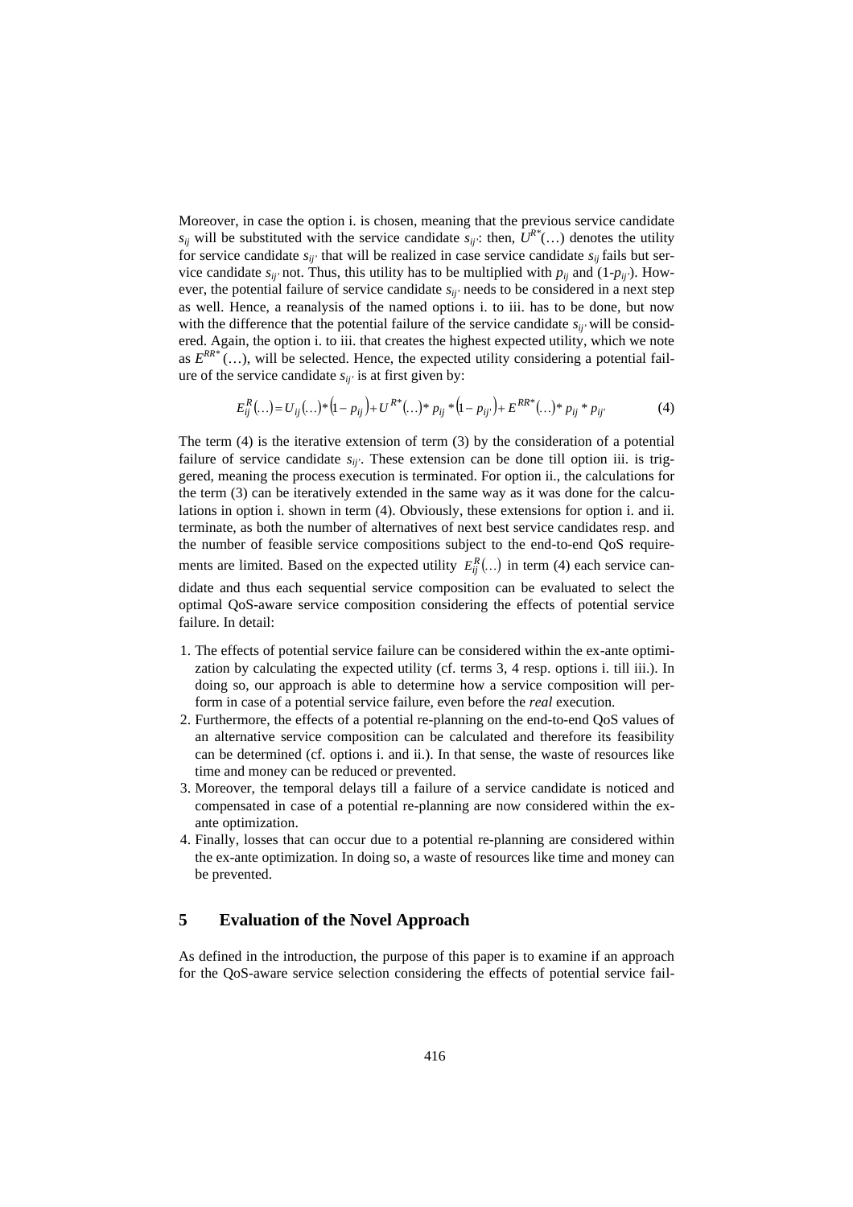Moreover, in case the option i. is chosen, meaning that the previous service candidate $s_{ij}$ will be substituted with the service candidate $s_{ij'}$: then, $U^{R*}(\ldots)$ denotes the utility for service candidate $s_{ij'}$ that will be realized in case service candidate $s_{ij}$ fails but service candidate $s_{ij'}$ not. Thus, this utility has to be multiplied with $p_{ij}$ and $(1\text{-}p_{ij'})$. However, the potential failure of service candidate $s_{ij'}$ needs to be considered in a next step as well. Hence, a reanalysis of the named options i. to iii. has to be done, but now with the difference that the potential failure of the service candidate $s_{ij'}$ will be considered. Again, the option i. to iii. that creates the highest expected utility, which we note as $E^{RR*}(\ldots)$, will be selected. Hence, the expected utility considering a potential failure of the service candidate $s_{ij'}$ is at first given by:

$$E_{ij}^{R}(\ldots) = U_{ij}(\ldots) * (1 - p_{ij}) + U^{R*}(\ldots) * p_{ij} * (1 - p_{ij'}) + E^{RR*}(\ldots) * p_{ij} * p_{ij'} \tag{4}$$

The term (4) is the iterative extension of term (3) by the consideration of a potential failure of service candidate $s_{ij'}$. These extension can be done till option iii. is triggered, meaning the process execution is terminated. For option ii., the calculations for the term (3) can be iteratively extended in the same way as it was done for the calculations in option i. shown in term (4). Obviously, these extensions for option i. and ii. terminate, as both the number of alternatives of next best service candidates resp. and the number of feasible service compositions subject to the end-to-end QoS requirements are limited. Based on the expected utility $E_{ij}^{R}(\ldots)$ in term (4) each service candidate and thus each sequential service composition can be evaluated to select the optimal QoS-aware service composition considering the effects of potential service failure. In detail:

1. The effects of potential service failure can be considered within the ex-ante optimization by calculating the expected utility (cf. terms 3, 4 resp. options i. till iii.). In doing so, our approach is able to determine how a service composition will perform in case of a potential service failure, even before the *real* execution.
2. Furthermore, the effects of a potential re-planning on the end-to-end QoS values of an alternative service composition can be calculated and therefore its feasibility can be determined (cf. options i. and ii.). In that sense, the waste of resources like time and money can be reduced or prevented.
3. Moreover, the temporal delays till a failure of a service candidate is noticed and compensated in case of a potential re-planning are now considered within the ex-ante optimization.
4. Finally, losses that can occur due to a potential re-planning are considered within the ex-ante optimization. In doing so, a waste of resources like time and money can be prevented.

## 5 Evaluation of the Novel Approach

As defined in the introduction, the purpose of this paper is to examine if an approach for the QoS-aware service selection considering the effects of potential service fail-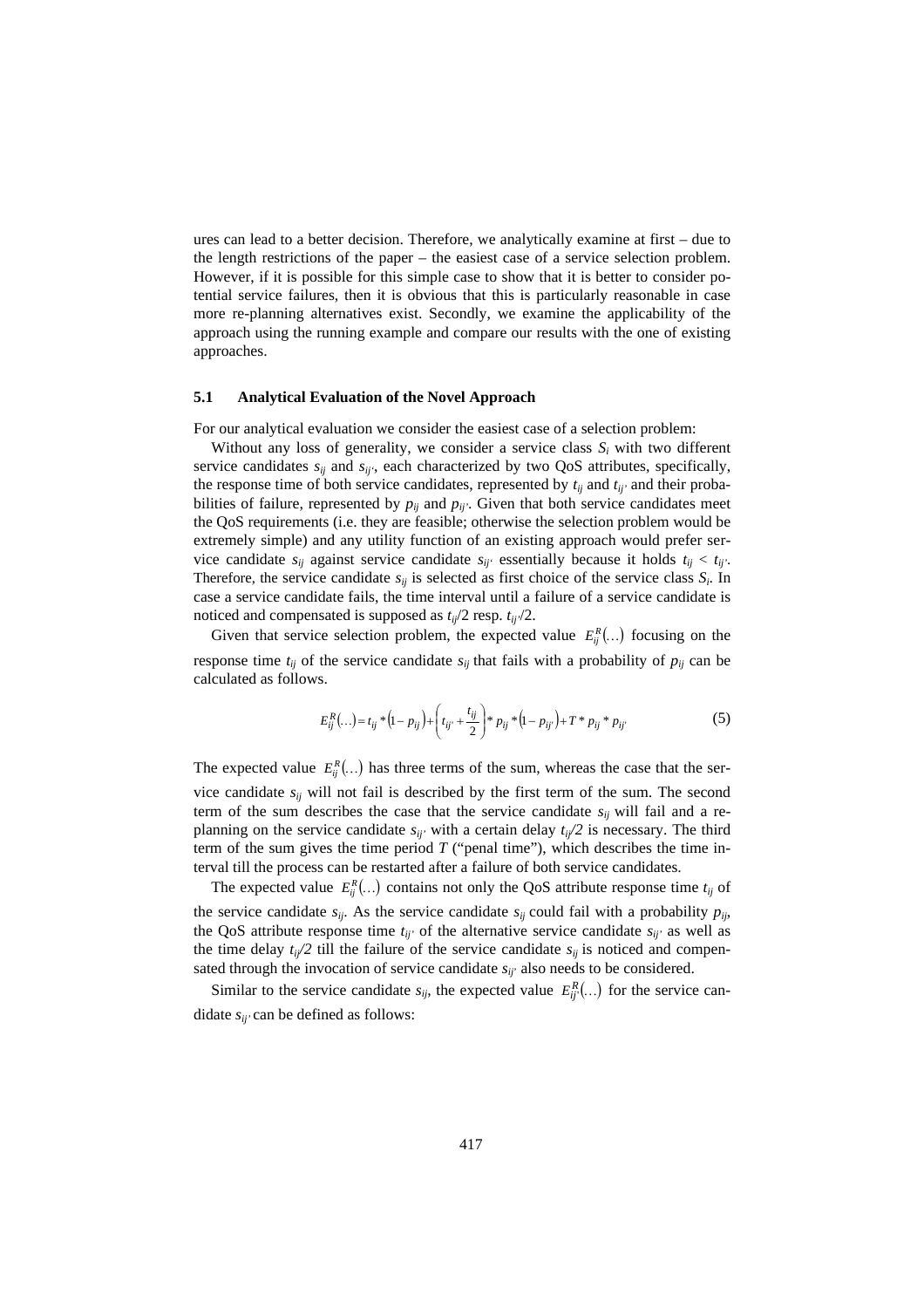ures can lead to a better decision. Therefore, we analytically examine at first – due to the length restrictions of the paper – the easiest case of a service selection problem. However, if it is possible for this simple case to show that it is better to consider potential service failures, then it is obvious that this is particularly reasonable in case more re-planning alternatives exist. Secondly, we examine the applicability of the approach using the running example and compare our results with the one of existing approaches.

### 5.1 Analytical Evaluation of the Novel Approach

For our analytical evaluation we consider the easiest case of a selection problem:

Without any loss of generality, we consider a service class $S_i$ with two different service candidates $s_{ij}$ and $s_{ij'}$, each characterized by two QoS attributes, specifically, the response time of both service candidates, represented by $t_{ij}$ and $t_{ij'}$ and their probabilities of failure, represented by $p_{ij}$ and $p_{ij'}$. Given that both service candidates meet the QoS requirements (i.e. they are feasible; otherwise the selection problem would be extremely simple) and any utility function of an existing approach would prefer service candidate $s_{ij}$ against service candidate $s_{ij'}$ essentially because it holds $t_{ij} < t_{ij'}$. Therefore, the service candidate $s_{ij}$ is selected as first choice of the service class $S_i$. In case a service candidate fails, the time interval until a failure of a service candidate is noticed and compensated is supposed as $t_{ij}/2$ resp. $t_{ij'}/2$.

Given that service selection problem, the expected value $E_{ij}^{R}(\ldots)$ focusing on the response time $t_{ij}$ of the service candidate $s_{ij}$ that fails with a probability of $p_{ij}$ can be calculated as follows.

$$E_{ij}^{R}(\ldots) = t_{ij} * (1 - p_{ij}) + \left(t_{ij'} + \frac{t_{ij}}{2}\right) * p_{ij} * (1 - p_{ij'}) + T * p_{ij} * p_{ij'} \tag{5}$$

The expected value $E_{ij}^{R}(\ldots)$ has three terms of the sum, whereas the case that the service candidate $s_{ij}$ will not fail is described by the first term of the sum. The second term of the sum describes the case that the service candidate $s_{ij}$ will fail and a re-planning on the service candidate $s_{ij'}$ with a certain delay $t_{ij}/2$ is necessary. The third term of the sum gives the time period $T$ ("penal time"), which describes the time interval till the process can be restarted after a failure of both service candidates.

The expected value $E_{ij}^{R}(\ldots)$ contains not only the QoS attribute response time $t_{ij}$ of the service candidate $s_{ij}$. As the service candidate $s_{ij}$ could fail with a probability $p_{ij}$, the QoS attribute response time $t_{ij'}$ of the alternative service candidate $s_{ij'}$ as well as the time delay $t_{ij}/2$ till the failure of the service candidate $s_{ij}$ is noticed and compensated through the invocation of service candidate $s_{ij'}$ also needs to be considered.

Similar to the service candidate $s_{ij}$, the expected value $E_{ij'}^{R}(\ldots)$ for the service candidate $s_{ij'}$ can be defined as follows: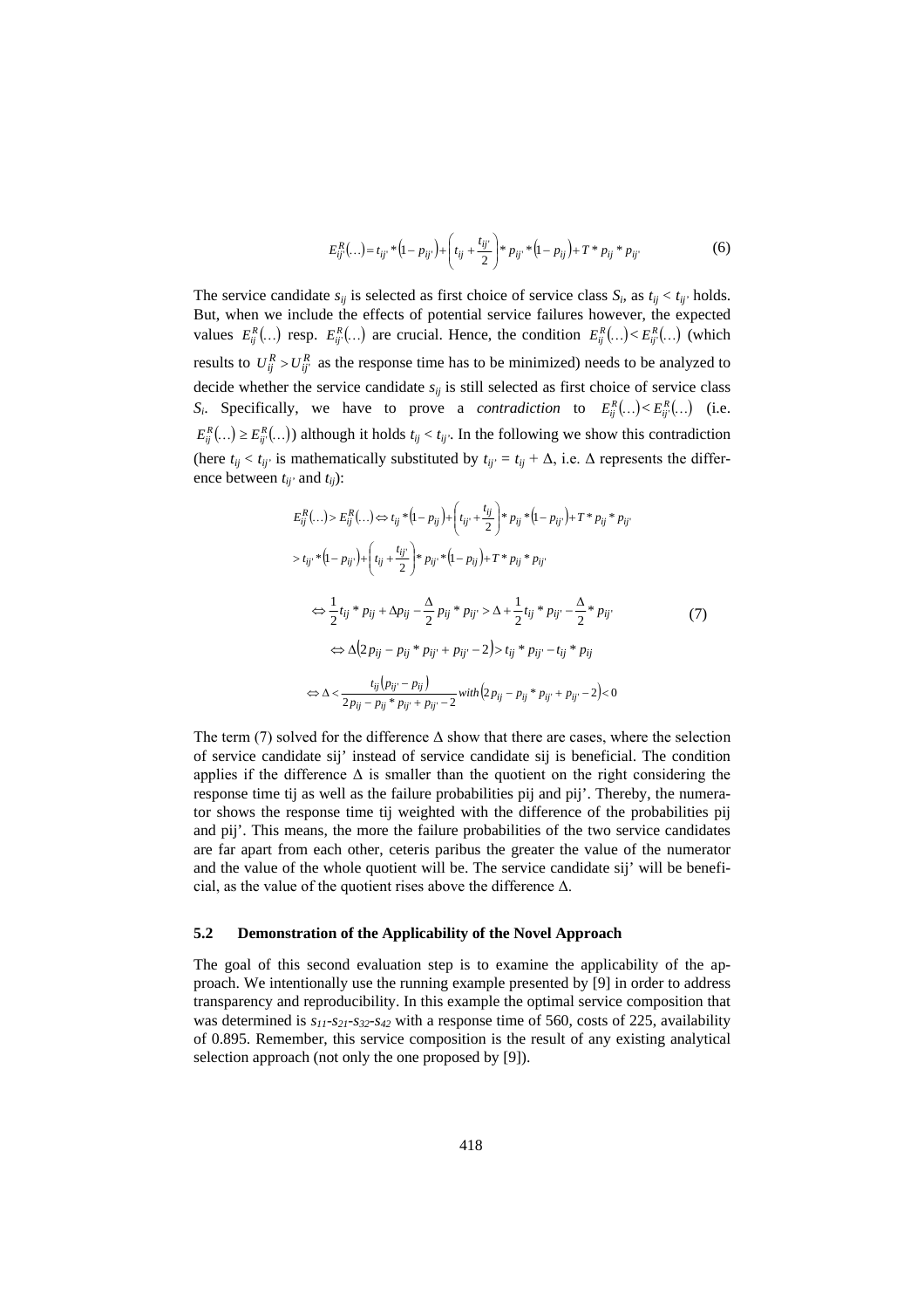$$E_{ij'}^{R}(\ldots) = t_{ij'} * \left(1 - p_{ij'}\right) + \left(t_{ij} + \frac{t_{ij'}}{2}\right) * p_{ij'} * \left(1 - p_{ij}\right) + T * p_{ij} * p_{ij'} \tag{6}$$

The service candidate $s_{ij}$ is selected as first choice of service class $S_i$, as $t_{ij} < t_{ij'}$ holds. But, when we include the effects of potential service failures however, the expected values $E_{ij}^{R}(\ldots)$ resp. $E_{ij'}^{R}(\ldots)$ are crucial. Hence, the condition $E_{ij}^{R}(\ldots) < E_{ij'}^{R}(\ldots)$ (which results to $U_{ij}^{R} > U_{ij'}^{R}$ as the response time has to be minimized) needs to be analyzed to decide whether the service candidate $s_{ij}$ is still selected as first choice of service class $S_i$. Specifically, we have to prove a *contradiction* to $E_{ij}^{R}(\ldots) < E_{ij'}^{R}(\ldots)$ (i.e. $E_{ij}^{R}(\ldots) \geq E_{ij'}^{R}(\ldots)$) although it holds $t_{ij} < t_{ij'}$. In the following we show this contradiction (here $t_{ij} < t_{ij'}$ is mathematically substituted by $t_{ij'} = t_{ij} + \Delta$, i.e. $\Delta$ represents the difference between $t_{ij'}$ and $t_{ij}$):

$$\begin{aligned}
&E_{ij}^{R}(\ldots) > E_{ij'}^{R}(\ldots) \Leftrightarrow t_{ij} * \left(1 - p_{ij}\right) + \left(t_{ij'} + \frac{t_{ij}}{2}\right) * p_{ij} * \left(1 - p_{ij'}\right) + T * p_{ij} * p_{ij'} \\
&> t_{ij'} * \left(1 - p_{ij'}\right) + \left(t_{ij} + \frac{t_{ij'}}{2}\right) * p_{ij'} * \left(1 - p_{ij}\right) + T * p_{ij} * p_{ij'} \\
&\quad \Leftrightarrow \frac{1}{2} t_{ij} * p_{ij} + \Delta p_{ij} - \frac{\Delta}{2} p_{ij} * p_{ij'} > \Delta + \frac{1}{2} t_{ij} * p_{ij'} - \frac{\Delta}{2} * p_{ij'} \\
&\quad \Leftrightarrow \Delta\left(2 p_{ij} - p_{ij} * p_{ij'} + p_{ij'} - 2\right) > t_{ij} * p_{ij'} - t_{ij} * p_{ij} \\
&\quad \Leftrightarrow \Delta < \frac{t_{ij}\left(p_{ij'} - p_{ij}\right)}{2 p_{ij} - p_{ij} * p_{ij'} + p_{ij'} - 2} \; with \left(2 p_{ij} - p_{ij} * p_{ij'} + p_{ij'} - 2\right) < 0
\end{aligned} \tag{7}$$

The term (7) solved for the difference $\Delta$ show that there are cases, where the selection of service candidate sij' instead of service candidate sij is beneficial. The condition applies if the difference $\Delta$ is smaller than the quotient on the right considering the response time tij as well as the failure probabilities pij and pij'. Thereby, the numerator shows the response time tij weighted with the difference of the probabilities pij and pij'. This means, the more the failure probabilities of the two service candidates are far apart from each other, ceteris paribus the greater the value of the numerator and the value of the whole quotient will be. The service candidate sij' will be beneficial, as the value of the quotient rises above the difference $\Delta$.

### 5.2 Demonstration of the Applicability of the Novel Approach

The goal of this second evaluation step is to examine the applicability of the approach. We intentionally use the running example presented by [9] in order to address transparency and reproducibility. In this example the optimal service composition that was determined is $s_{11}$-$s_{21}$-$s_{32}$-$s_{42}$ with a response time of 560, costs of 225, availability of 0.895. Remember, this service composition is the result of any existing analytical selection approach (not only the one proposed by [9]).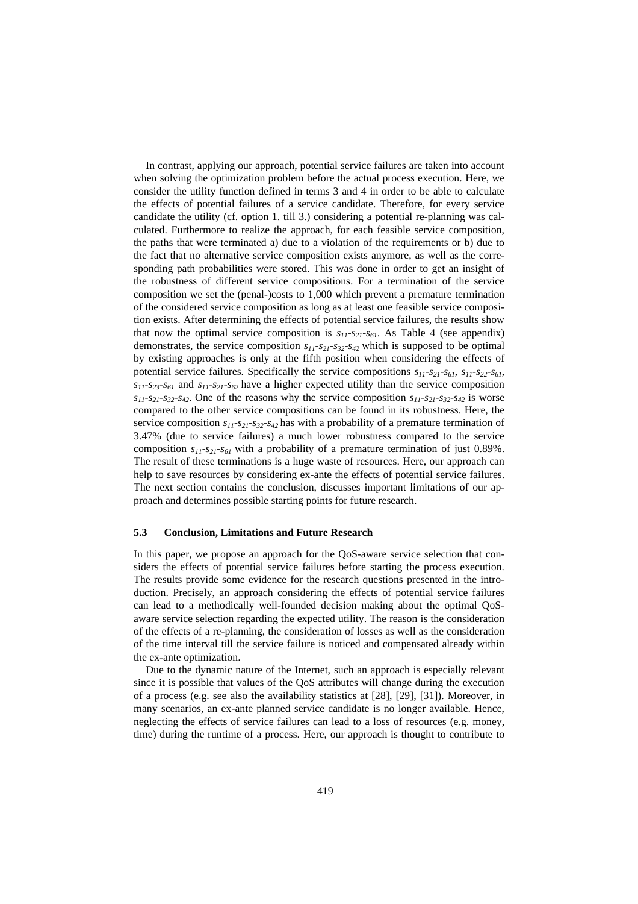In contrast, applying our approach, potential service failures are taken into account when solving the optimization problem before the actual process execution. Here, we consider the utility function defined in terms 3 and 4 in order to be able to calculate the effects of potential failures of a service candidate. Therefore, for every service candidate the utility (cf. option 1. till 3.) considering a potential re-planning was calculated. Furthermore to realize the approach, for each feasible service composition, the paths that were terminated a) due to a violation of the requirements or b) due to the fact that no alternative service composition exists anymore, as well as the corresponding path probabilities were stored. This was done in order to get an insight of the robustness of different service compositions. For a termination of the service composition we set the (penal-)costs to 1,000 which prevent a premature termination of the considered service composition as long as at least one feasible service composition exists. After determining the effects of potential service failures, the results show that now the optimal service composition is $s_{11}$-$s_{21}$-$s_{61}$. As Table 4 (see appendix) demonstrates, the service composition $s_{11}$-$s_{21}$-$s_{32}$-$s_{42}$ which is supposed to be optimal by existing approaches is only at the fifth position when considering the effects of potential service failures. Specifically the service compositions $s_{11}$-$s_{21}$-$s_{61}$, $s_{11}$-$s_{22}$-$s_{61}$, $s_{11}$-$s_{23}$-$s_{61}$ and $s_{11}$-$s_{21}$-$s_{62}$ have a higher expected utility than the service composition $s_{11}$-$s_{21}$-$s_{32}$-$s_{42}$. One of the reasons why the service composition $s_{11}$-$s_{21}$-$s_{32}$-$s_{42}$ is worse compared to the other service compositions can be found in its robustness. Here, the service composition $s_{11}$-$s_{21}$-$s_{32}$-$s_{42}$ has with a probability of a premature termination of 3.47% (due to service failures) a much lower robustness compared to the service composition $s_{11}$-$s_{21}$-$s_{61}$ with a probability of a premature termination of just 0.89%. The result of these terminations is a huge waste of resources. Here, our approach can help to save resources by considering ex-ante the effects of potential service failures. The next section contains the conclusion, discusses important limitations of our approach and determines possible starting points for future research.

### 5.3 Conclusion, Limitations and Future Research

In this paper, we propose an approach for the QoS-aware service selection that considers the effects of potential service failures before starting the process execution. The results provide some evidence for the research questions presented in the introduction. Precisely, an approach considering the effects of potential service failures can lead to a methodically well-founded decision making about the optimal QoS-aware service selection regarding the expected utility. The reason is the consideration of the effects of a re-planning, the consideration of losses as well as the consideration of the time interval till the service failure is noticed and compensated already within the ex-ante optimization.

Due to the dynamic nature of the Internet, such an approach is especially relevant since it is possible that values of the QoS attributes will change during the execution of a process (e.g. see also the availability statistics at [28], [29], [31]). Moreover, in many scenarios, an ex-ante planned service candidate is no longer available. Hence, neglecting the effects of service failures can lead to a loss of resources (e.g. money, time) during the runtime of a process. Here, our approach is thought to contribute to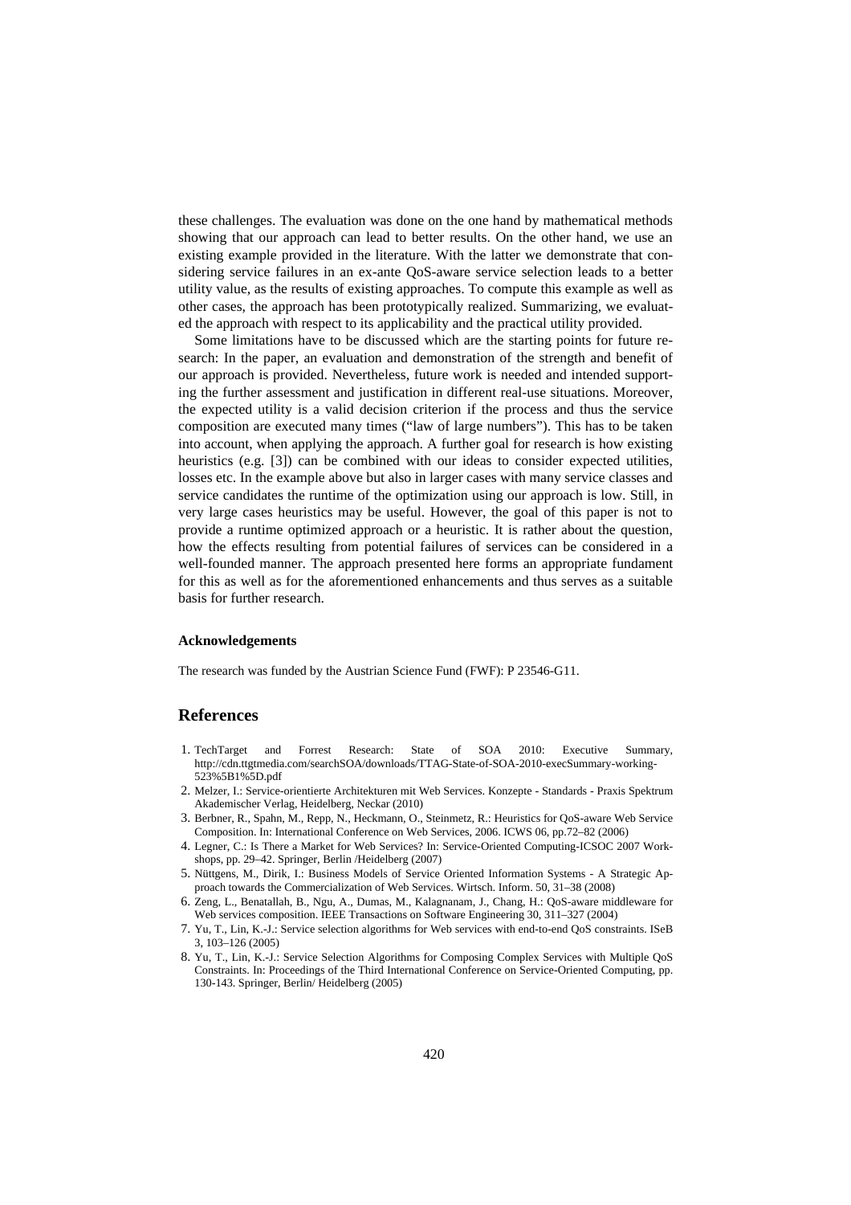these challenges. The evaluation was done on the one hand by mathematical methods showing that our approach can lead to better results. On the other hand, we use an existing example provided in the literature. With the latter we demonstrate that considering service failures in an ex-ante QoS-aware service selection leads to a better utility value, as the results of existing approaches. To compute this example as well as other cases, the approach has been prototypically realized. Summarizing, we evaluated the approach with respect to its applicability and the practical utility provided.

Some limitations have to be discussed which are the starting points for future research: In the paper, an evaluation and demonstration of the strength and benefit of our approach is provided. Nevertheless, future work is needed and intended supporting the further assessment and justification in different real-use situations. Moreover, the expected utility is a valid decision criterion if the process and thus the service composition are executed many times ("law of large numbers"). This has to be taken into account, when applying the approach. A further goal for research is how existing heuristics (e.g. [3]) can be combined with our ideas to consider expected utilities, losses etc. In the example above but also in larger cases with many service classes and service candidates the runtime of the optimization using our approach is low. Still, in very large cases heuristics may be useful. However, the goal of this paper is not to provide a runtime optimized approach or a heuristic. It is rather about the question, how the effects resulting from potential failures of services can be considered in a well-founded manner. The approach presented here forms an appropriate fundament for this as well as for the aforementioned enhancements and thus serves as a suitable basis for further research.

**Acknowledgements**

The research was funded by the Austrian Science Fund (FWF): P 23546-G11.

## References

1. TechTarget and Forrest Research: State of SOA 2010: Executive Summary, http://cdn.ttgtmedia.com/searchSOA/downloads/TTAG-State-of-SOA-2010-execSummary-working-523%5B1%5D.pdf
2. Melzer, I.: Service-orientierte Architekturen mit Web Services. Konzepte - Standards - Praxis Spektrum Akademischer Verlag, Heidelberg, Neckar (2010)
3. Berbner, R., Spahn, M., Repp, N., Heckmann, O., Steinmetz, R.: Heuristics for QoS-aware Web Service Composition. In: International Conference on Web Services, 2006. ICWS 06, pp.72–82 (2006)
4. Legner, C.: Is There a Market for Web Services? In: Service-Oriented Computing-ICSOC 2007 Workshops, pp. 29–42. Springer, Berlin /Heidelberg (2007)
5. Nüttgens, M., Dirik, I.: Business Models of Service Oriented Information Systems - A Strategic Approach towards the Commercialization of Web Services. Wirtsch. Inform. 50, 31–38 (2008)
6. Zeng, L., Benatallah, B., Ngu, A., Dumas, M., Kalagnanam, J., Chang, H.: QoS-aware middleware for Web services composition. IEEE Transactions on Software Engineering 30, 311–327 (2004)
7. Yu, T., Lin, K.-J.: Service selection algorithms for Web services with end-to-end QoS constraints. ISeB 3, 103–126 (2005)
8. Yu, T., Lin, K.-J.: Service Selection Algorithms for Composing Complex Services with Multiple QoS Constraints. In: Proceedings of the Third International Conference on Service-Oriented Computing, pp. 130-143. Springer, Berlin/ Heidelberg (2005)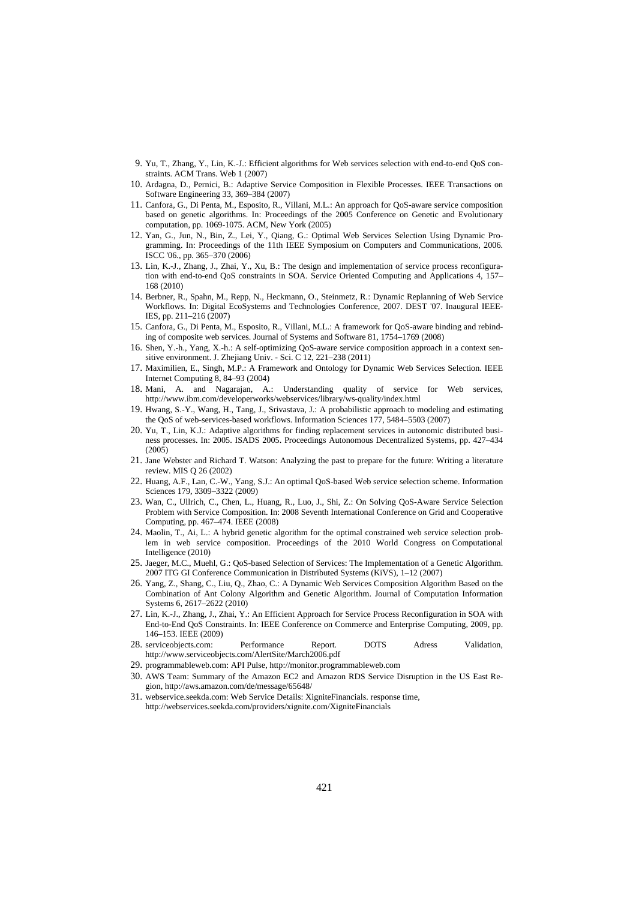9. Yu, T., Zhang, Y., Lin, K.-J.: Efficient algorithms for Web services selection with end-to-end QoS constraints. ACM Trans. Web 1 (2007)
10. Ardagna, D., Pernici, B.: Adaptive Service Composition in Flexible Processes. IEEE Transactions on Software Engineering 33, 369–384 (2007)
11. Canfora, G., Di Penta, M., Esposito, R., Villani, M.L.: An approach for QoS-aware service composition based on genetic algorithms. In: Proceedings of the 2005 Conference on Genetic and Evolutionary computation, pp. 1069-1075. ACM, New York (2005)
12. Yan, G., Jun, N., Bin, Z., Lei, Y., Qiang, G.: Optimal Web Services Selection Using Dynamic Programming. In: Proceedings of the 11th IEEE Symposium on Computers and Communications, 2006. ISCC '06., pp. 365–370 (2006)
13. Lin, K.-J., Zhang, J., Zhai, Y., Xu, B.: The design and implementation of service process reconfiguration with end-to-end QoS constraints in SOA. Service Oriented Computing and Applications 4, 157–168 (2010)
14. Berbner, R., Spahn, M., Repp, N., Heckmann, O., Steinmetz, R.: Dynamic Replanning of Web Service Workflows. In: Digital EcoSystems and Technologies Conference, 2007. DEST '07. Inaugural IEEE-IES, pp. 211–216 (2007)
15. Canfora, G., Di Penta, M., Esposito, R., Villani, M.L.: A framework for QoS-aware binding and rebinding of composite web services. Journal of Systems and Software 81, 1754–1769 (2008)
16. Shen, Y.-h., Yang, X.-h.: A self-optimizing QoS-aware service composition approach in a context sensitive environment. J. Zhejiang Univ. - Sci. C 12, 221–238 (2011)
17. Maximilien, E., Singh, M.P.: A Framework and Ontology for Dynamic Web Services Selection. IEEE Internet Computing 8, 84–93 (2004)
18. Mani, A. and Nagarajan, A.: Understanding quality of service for Web services, http://www.ibm.com/developerworks/webservices/library/ws-quality/index.html
19. Hwang, S.-Y., Wang, H., Tang, J., Srivastava, J.: A probabilistic approach to modeling and estimating the QoS of web-services-based workflows. Information Sciences 177, 5484–5503 (2007)
20. Yu, T., Lin, K.J.: Adaptive algorithms for finding replacement services in autonomic distributed business processes. In: 2005. ISADS 2005. Proceedings Autonomous Decentralized Systems, pp. 427–434 (2005)
21. Jane Webster and Richard T. Watson: Analyzing the past to prepare for the future: Writing a literature review. MIS Q 26 (2002)
22. Huang, A.F., Lan, C.-W., Yang, S.J.: An optimal QoS-based Web service selection scheme. Information Sciences 179, 3309–3322 (2009)
23. Wan, C., Ullrich, C., Chen, L., Huang, R., Luo, J., Shi, Z.: On Solving QoS-Aware Service Selection Problem with Service Composition. In: 2008 Seventh International Conference on Grid and Cooperative Computing, pp. 467–474. IEEE (2008)
24. Maolin, T., Ai, L.: A hybrid genetic algorithm for the optimal constrained web service selection problem in web service composition. Proceedings of the 2010 World Congress on Computational Intelligence (2010)
25. Jaeger, M.C., Muehl, G.: QoS-based Selection of Services: The Implementation of a Genetic Algorithm. 2007 ITG GI Conference Communication in Distributed Systems (KiVS), 1–12 (2007)
26. Yang, Z., Shang, C., Liu, Q., Zhao, C.: A Dynamic Web Services Composition Algorithm Based on the Combination of Ant Colony Algorithm and Genetic Algorithm. Journal of Computation Information Systems 6, 2617–2622 (2010)
27. Lin, K.-J., Zhang, J., Zhai, Y.: An Efficient Approach for Service Process Reconfiguration in SOA with End-to-End QoS Constraints. In: IEEE Conference on Commerce and Enterprise Computing, 2009, pp. 146–153. IEEE (2009)
28. serviceobjects.com: Performance Report. DOTS Adress Validation, http://www.serviceobjects.com/AlertSite/March2006.pdf
29. programmableweb.com: API Pulse, http://monitor.programmableweb.com
30. AWS Team: Summary of the Amazon EC2 and Amazon RDS Service Disruption in the US East Region, http://aws.amazon.com/de/message/65648/
31. webservice.seekda.com: Web Service Details: XigniteFinancials. response time, http://webservices.seekda.com/providers/xignite.com/XigniteFinancials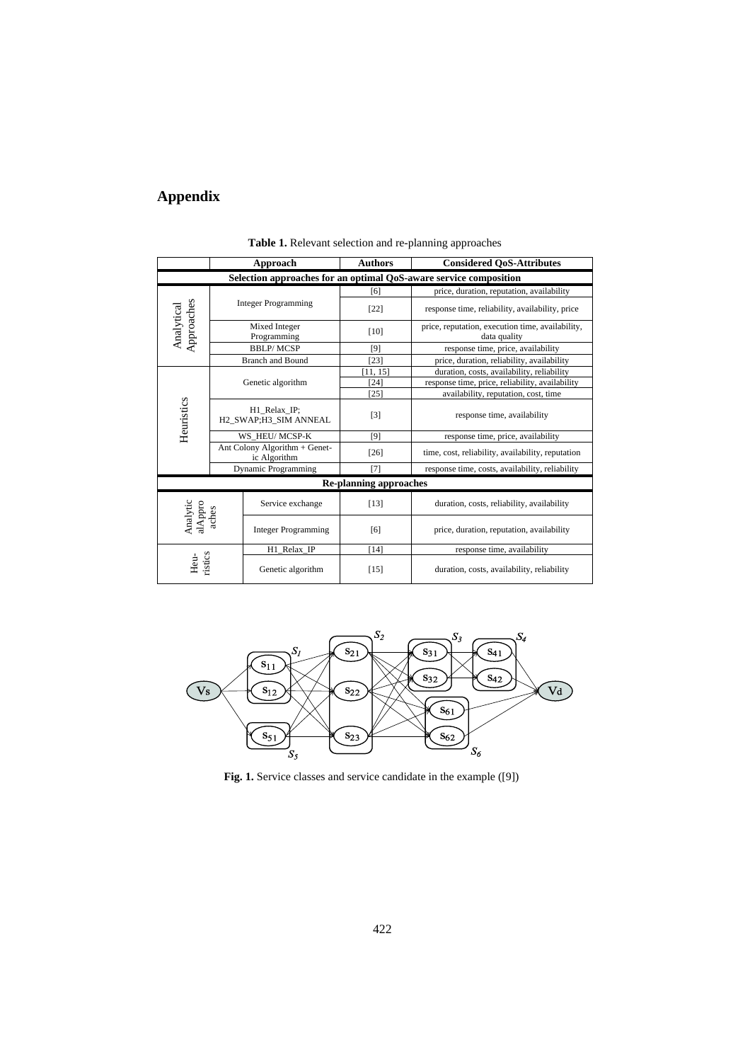# Appendix

**Table 1.** Relevant selection and re-planning approaches

| | Approach | Authors | Considered QoS-Attributes |
|---|---|---|---|
| **Selection approaches for an optimal QoS-aware service composition** | | | |
| Analytical Approaches | Integer Programming | [6] | price, duration, reputation, availability |
| | | [22] | response time, reliability, availability, price |
| | Mixed Integer Programming | [10] | price, reputation, execution time, availability, data quality |
| | BBLP/ MCSP | [9] | response time, price, availability |
| | Branch and Bound | [23] | price, duration, reliability, availability |
| Heuristics | Genetic algorithm | [11, 15] | duration, costs, availability, reliability |
| | | [24] | response time, price, reliability, availability |
| | | [25] | availability, reputation, cost, time |
| | H1_Relax_IP; H2_SWAP;H3_SIM ANNEAL | [3] | response time, availability |
| | WS_HEU/ MCSP-K | [9] | response time, price, availability |
| | Ant Colony Algorithm + Genetic Algorithm | [26] | time, cost, reliability, availability, reputation |
| | Dynamic Programming | [7] | response time, costs, availability, reliability |
| **Re-planning approaches** | | | |
| Analytical Approaches | Service exchange | [13] | duration, costs, reliability, availability |
| | Integer Programming | [6] | price, duration, reputation, availability |
| Heuristics | H1_Relax_IP | [14] | response time, availability |
| | Genetic algorithm | [15] | duration, costs, availability, reliability |

**Fig. 1.** Service classes and service candidate in the example ([9])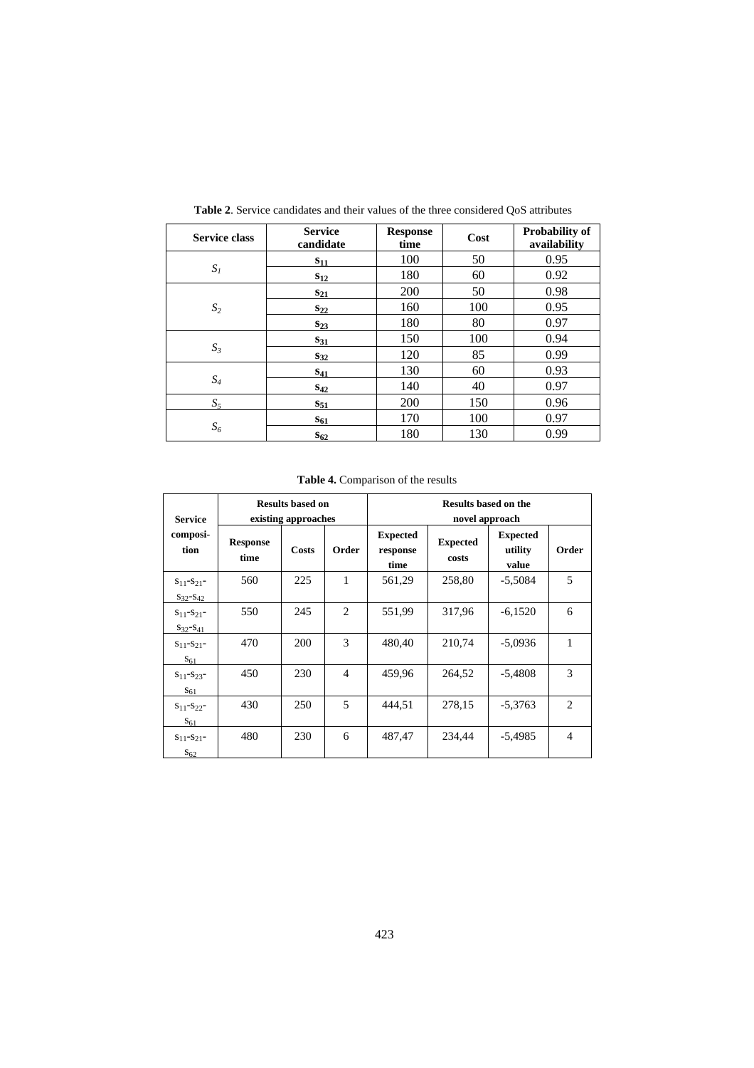**Table 2**. Service candidates and their values of the three considered QoS attributes

| Service class | Service candidate | Response time | Cost | Probability of availability |
|---|---|---|---|---|
| $S_1$ | $s_{11}$ | 100 | 50 | 0.95 |
| | $s_{12}$ | 180 | 60 | 0.92 |
| $S_2$ | $s_{21}$ | 200 | 50 | 0.98 |
| | $s_{22}$ | 160 | 100 | 0.95 |
| | $s_{23}$ | 180 | 80 | 0.97 |
| $S_3$ | $s_{31}$ | 150 | 100 | 0.94 |
| | $s_{32}$ | 120 | 85 | 0.99 |
| $S_4$ | $s_{41}$ | 130 | 60 | 0.93 |
| | $s_{42}$ | 140 | 40 | 0.97 |
| $S_5$ | $s_{51}$ | 200 | 150 | 0.96 |
| $S_6$ | $s_{61}$ | 170 | 100 | 0.97 |
| | $s_{62}$ | 180 | 130 | 0.99 |

**Table 4.** Comparison of the results

| Service composi-tion | Results based on existing approaches | | | Results based on the novel approach | | | |
|---|---|---|---|---|---|---|---|
| | Response time | Costs | Order | Expected response time | Expected costs | Expected utility value | Order |
| $s_{11}$-$s_{21}$-$s_{32}$-$s_{42}$ | 560 | 225 | 1 | 561,29 | 258,80 | -5,5084 | 5 |
| $s_{11}$-$s_{21}$-$s_{32}$-$s_{41}$ | 550 | 245 | 2 | 551,99 | 317,96 | -6,1520 | 6 |
| $s_{11}$-$s_{21}$-$s_{61}$ | 470 | 200 | 3 | 480,40 | 210,74 | -5,0936 | 1 |
| $s_{11}$-$s_{23}$-$s_{61}$ | 450 | 230 | 4 | 459,96 | 264,52 | -5,4808 | 3 |
| $s_{11}$-$s_{22}$-$s_{61}$ | 430 | 250 | 5 | 444,51 | 278,15 | -5,3763 | 2 |
| $s_{11}$-$s_{21}$-$s_{62}$ | 480 | 230 | 6 | 487,47 | 234,44 | -5,4985 | 4 |